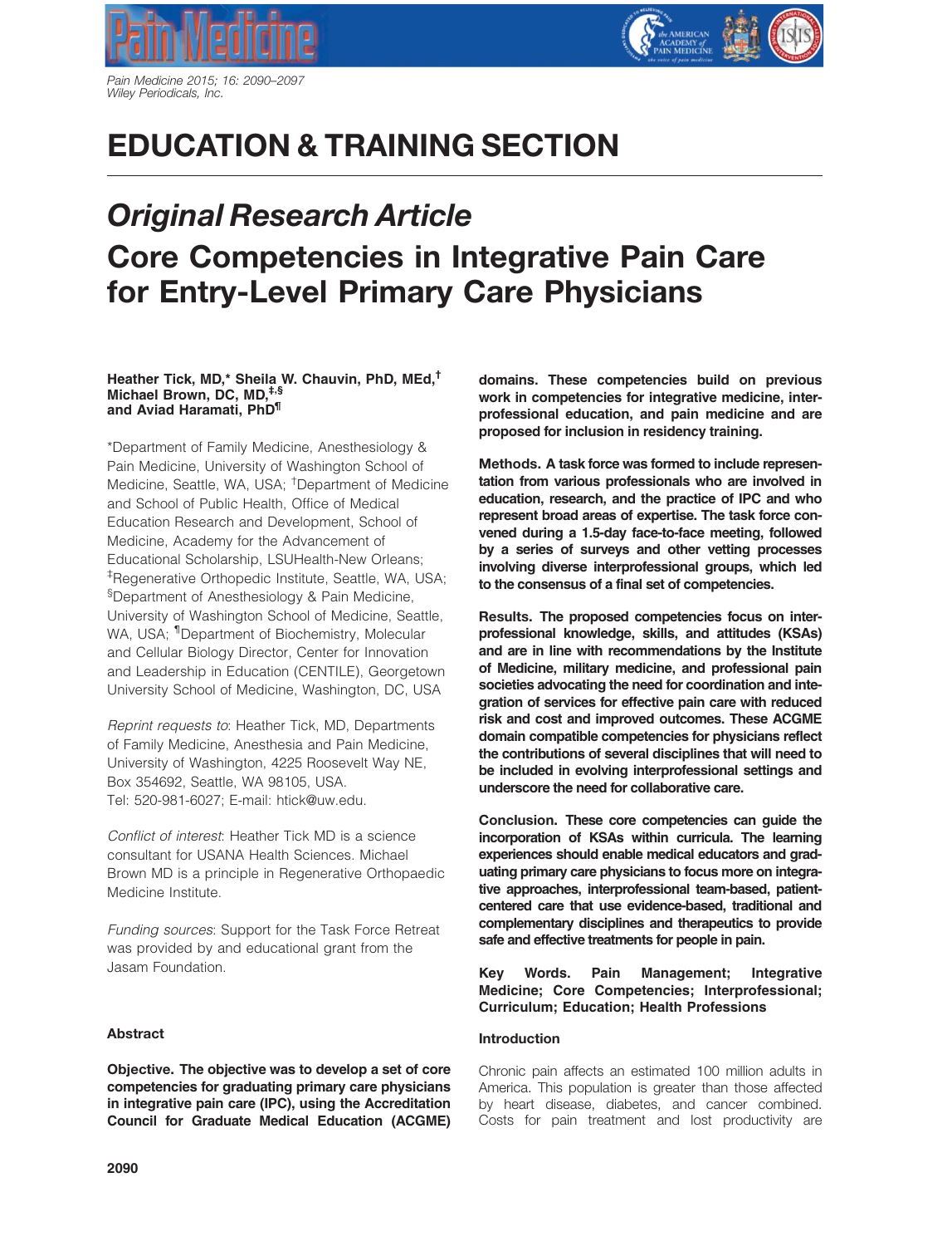# EDUCATION & TRAINING SECTION

## *Original Research Article*

# Core Competencies in Integrative Pain Care for Entry-Level Primary Care Physicians

**Heather Tick, MD,* Sheila W. Chauvin, PhD, MEd,† Michael Brown, DC, MD,‡,§ and Aviad Haramati, PhD¶**

*Department of Family Medicine, Anesthesiology & Pain Medicine, University of Washington School of Medicine, Seattle, WA, USA; †Department of Medicine and School of Public Health, Office of Medical Education Research and Development, School of Medicine, Academy for the Advancement of Educational Scholarship, LSUHealth-New Orleans; ‡Regenerative Orthopedic Institute, Seattle, WA, USA; §Department of Anesthesiology & Pain Medicine, University of Washington School of Medicine, Seattle, WA, USA; ¶Department of Biochemistry, Molecular and Cellular Biology Director, Center for Innovation and Leadership in Education (CENTILE), Georgetown University School of Medicine, Washington, DC, USA

*Reprint requests to*: Heather Tick, MD, Departments of Family Medicine, Anesthesia and Pain Medicine, University of Washington, 4225 Roosevelt Way NE, Box 354692, Seattle, WA 98105, USA. Tel: 520-981-6027; E-mail: htick@uw.edu.

*Conflict of interest*: Heather Tick MD is a science consultant for USANA Health Sciences. Michael Brown MD is a principle in Regenerative Orthopaedic Medicine Institute.

*Funding sources*: Support for the Task Force Retreat was provided by and educational grant from the Jasam Foundation.

### Abstract

**Objective. The objective was to develop a set of core competencies for graduating primary care physicians in integrative pain care (IPC), using the Accreditation Council for Graduate Medical Education (ACGME) domains. These competencies build on previous work in competencies for integrative medicine, interprofessional education, and pain medicine and are proposed for inclusion in residency training.**

**Methods. A task force was formed to include representation from various professionals who are involved in education, research, and the practice of IPC and who represent broad areas of expertise. The task force convened during a 1.5-day face-to-face meeting, followed by a series of surveys and other vetting processes involving diverse interprofessional groups, which led to the consensus of a final set of competencies.**

**Results. The proposed competencies focus on interprofessional knowledge, skills, and attitudes (KSAs) and are in line with recommendations by the Institute of Medicine, military medicine, and professional pain societies advocating the need for coordination and integration of services for effective pain care with reduced risk and cost and improved outcomes. These ACGME domain compatible competencies for physicians reflect the contributions of several disciplines that will need to be included in evolving interprofessional settings and underscore the need for collaborative care.**

**Conclusion. These core competencies can guide the incorporation of KSAs within curricula. The learning experiences should enable medical educators and graduating primary care physicians to focus more on integrative approaches, interprofessional team-based, patient-centered care that use evidence-based, traditional and complementary disciplines and therapeutics to provide safe and effective treatments for people in pain.**

**Key Words. Pain Management; Integrative Medicine; Core Competencies; Interprofessional; Curriculum; Education; Health Professions**

### Introduction

Chronic pain affects an estimated 100 million adults in America. This population is greater than those affected by heart disease, diabetes, and cancer combined. Costs for pain treatment and lost productivity are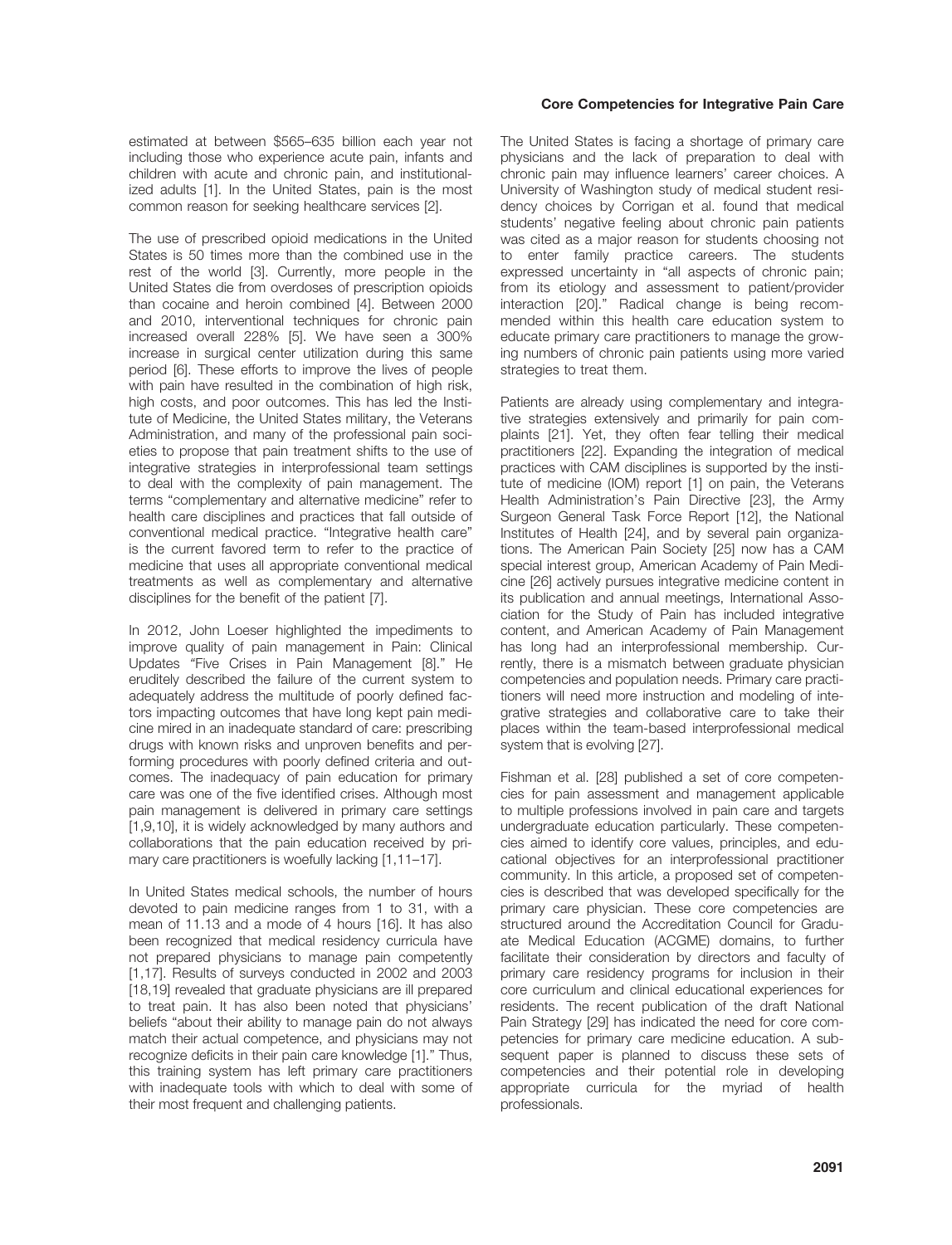estimated at between $565–635 billion each year not including those who experience acute pain, infants and children with acute and chronic pain, and institutionalized adults [1]. In the United States, pain is the most common reason for seeking healthcare services [2].

The use of prescribed opioid medications in the United States is 50 times more than the combined use in the rest of the world [3]. Currently, more people in the United States die from overdoses of prescription opioids than cocaine and heroin combined [4]. Between 2000 and 2010, interventional techniques for chronic pain increased overall 228% [5]. We have seen a 300% increase in surgical center utilization during this same period [6]. These efforts to improve the lives of people with pain have resulted in the combination of high risk, high costs, and poor outcomes. This has led the Institute of Medicine, the United States military, the Veterans Administration, and many of the professional pain societies to propose that pain treatment shifts to the use of integrative strategies in interprofessional team settings to deal with the complexity of pain management. The terms "complementary and alternative medicine" refer to health care disciplines and practices that fall outside of conventional medical practice. "Integrative health care" is the current favored term to refer to the practice of medicine that uses all appropriate conventional medical treatments as well as complementary and alternative disciplines for the benefit of the patient [7].

In 2012, John Loeser highlighted the impediments to improve quality of pain management in Pain: Clinical Updates "Five Crises in Pain Management [8]." He eruditely described the failure of the current system to adequately address the multitude of poorly defined factors impacting outcomes that have long kept pain medicine mired in an inadequate standard of care: prescribing drugs with known risks and unproven benefits and performing procedures with poorly defined criteria and outcomes. The inadequacy of pain education for primary care was one of the five identified crises. Although most pain management is delivered in primary care settings [1,9,10], it is widely acknowledged by many authors and collaborations that the pain education received by primary care practitioners is woefully lacking [1,11–17].

In United States medical schools, the number of hours devoted to pain medicine ranges from 1 to 31, with a mean of 11.13 and a mode of 4 hours [16]. It has also been recognized that medical residency curricula have not prepared physicians to manage pain competently [1,17]. Results of surveys conducted in 2002 and 2003 [18,19] revealed that graduate physicians are ill prepared to treat pain. It has also been noted that physicians' beliefs "about their ability to manage pain do not always match their actual competence, and physicians may not recognize deficits in their pain care knowledge [1]." Thus, this training system has left primary care practitioners with inadequate tools with which to deal with some of their most frequent and challenging patients.

The United States is facing a shortage of primary care physicians and the lack of preparation to deal with chronic pain may influence learners' career choices. A University of Washington study of medical student residency choices by Corrigan et al. found that medical students' negative feeling about chronic pain patients was cited as a major reason for students choosing not to enter family practice careers. The students expressed uncertainty in "all aspects of chronic pain; from its etiology and assessment to patient/provider interaction [20]." Radical change is being recommended within this health care education system to educate primary care practitioners to manage the growing numbers of chronic pain patients using more varied strategies to treat them.

Patients are already using complementary and integrative strategies extensively and primarily for pain complaints [21]. Yet, they often fear telling their medical practitioners [22]. Expanding the integration of medical practices with CAM disciplines is supported by the institute of medicine (IOM) report [1] on pain, the Veterans Health Administration's Pain Directive [23], the Army Surgeon General Task Force Report [12], the National Institutes of Health [24], and by several pain organizations. The American Pain Society [25] now has a CAM special interest group, American Academy of Pain Medicine [26] actively pursues integrative medicine content in its publication and annual meetings, International Association for the Study of Pain has included integrative content, and American Academy of Pain Management has long had an interprofessional membership. Currently, there is a mismatch between graduate physician competencies and population needs. Primary care practitioners will need more instruction and modeling of integrative strategies and collaborative care to take their places within the team-based interprofessional medical system that is evolving [27].

Fishman et al. [28] published a set of core competencies for pain assessment and management applicable to multiple professions involved in pain care and targets undergraduate education particularly. These competencies aimed to identify core values, principles, and educational objectives for an interprofessional practitioner community. In this article, a proposed set of competencies is described that was developed specifically for the primary care physician. These core competencies are structured around the Accreditation Council for Graduate Medical Education (ACGME) domains, to further facilitate their consideration by directors and faculty of primary care residency programs for inclusion in their core curriculum and clinical educational experiences for residents. The recent publication of the draft National Pain Strategy [29] has indicated the need for core competencies for primary care medicine education. A subsequent paper is planned to discuss these sets of competencies and their potential role in developing appropriate curricula for the myriad of health professionals.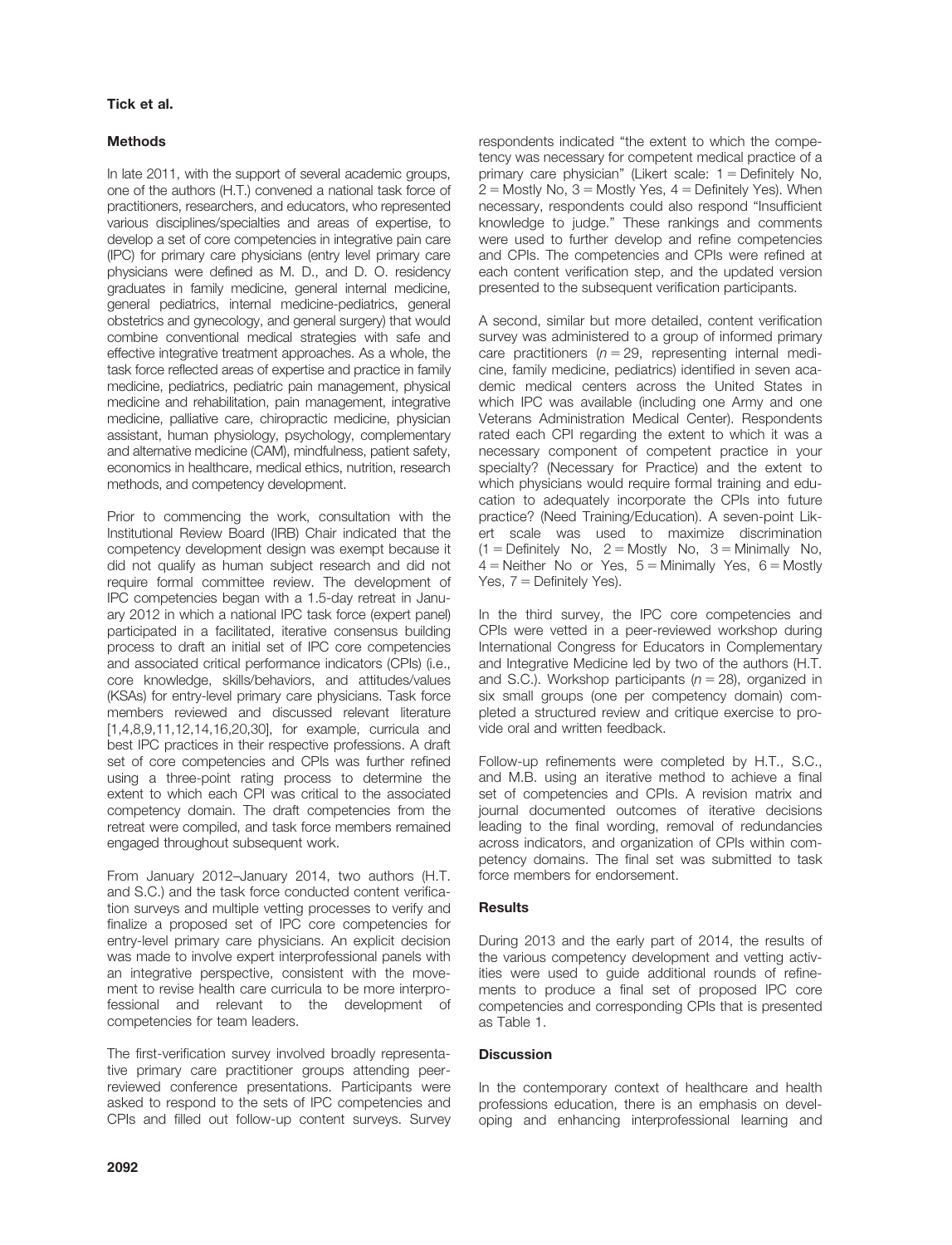## Methods

In late 2011, with the support of several academic groups, one of the authors (H.T.) convened a national task force of practitioners, researchers, and educators, who represented various disciplines/specialties and areas of expertise, to develop a set of core competencies in integrative pain care (IPC) for primary care physicians (entry level primary care physicians were defined as M. D., and D. O. residency graduates in family medicine, general internal medicine, general pediatrics, internal medicine-pediatrics, general obstetrics and gynecology, and general surgery) that would combine conventional medical strategies with safe and effective integrative treatment approaches. As a whole, the task force reflected areas of expertise and practice in family medicine, pediatrics, pediatric pain management, physical medicine and rehabilitation, pain management, integrative medicine, palliative care, chiropractic medicine, physician assistant, human physiology, psychology, complementary and alternative medicine (CAM), mindfulness, patient safety, economics in healthcare, medical ethics, nutrition, research methods, and competency development.

Prior to commencing the work, consultation with the Institutional Review Board (IRB) Chair indicated that the competency development design was exempt because it did not qualify as human subject research and did not require formal committee review. The development of IPC competencies began with a 1.5-day retreat in January 2012 in which a national IPC task force (expert panel) participated in a facilitated, iterative consensus building process to draft an initial set of IPC core competencies and associated critical performance indicators (CPIs) (i.e., core knowledge, skills/behaviors, and attitudes/values (KSAs) for entry-level primary care physicians. Task force members reviewed and discussed relevant literature [1,4,8,9,11,12,14,16,20,30], for example, curricula and best IPC practices in their respective professions. A draft set of core competencies and CPIs was further refined using a three-point rating process to determine the extent to which each CPI was critical to the associated competency domain. The draft competencies from the retreat were compiled, and task force members remained engaged throughout subsequent work.

From January 2012–January 2014, two authors (H.T. and S.C.) and the task force conducted content verification surveys and multiple vetting processes to verify and finalize a proposed set of IPC core competencies for entry-level primary care physicians. An explicit decision was made to involve expert interprofessional panels with an integrative perspective, consistent with the movement to revise health care curricula to be more interprofessional and relevant to the development of competencies for team leaders.

The first-verification survey involved broadly representative primary care practitioner groups attending peer-reviewed conference presentations. Participants were asked to respond to the sets of IPC competencies and CPIs and filled out follow-up content surveys. Survey respondents indicated "the extent to which the competency was necessary for competent medical practice of a primary care physician" (Likert scale: 1 = Definitely No, 2 = Mostly No, 3 = Mostly Yes, 4 = Definitely Yes). When necessary, respondents could also respond "Insufficient knowledge to judge." These rankings and comments were used to further develop and refine competencies and CPIs. The competencies and CPIs were refined at each content verification step, and the updated version presented to the subsequent verification participants.

A second, similar but more detailed, content verification survey was administered to a group of informed primary care practitioners ($n = 29$, representing internal medicine, family medicine, pediatrics) identified in seven academic medical centers across the United States in which IPC was available (including one Army and one Veterans Administration Medical Center). Respondents rated each CPI regarding the extent to which it was a necessary component of competent practice in your specialty? (Necessary for Practice) and the extent to which physicians would require formal training and education to adequately incorporate the CPIs into future practice? (Need Training/Education). A seven-point Likert scale was used to maximize discrimination (1 = Definitely No, 2 = Mostly No, 3 = Minimally No, 4 = Neither No or Yes, 5 = Minimally Yes, 6 = Mostly Yes, 7 = Definitely Yes).

In the third survey, the IPC core competencies and CPIs were vetted in a peer-reviewed workshop during International Congress for Educators in Complementary and Integrative Medicine led by two of the authors (H.T. and S.C.). Workshop participants ($n = 28$), organized in six small groups (one per competency domain) completed a structured review and critique exercise to provide oral and written feedback.

Follow-up refinements were completed by H.T., S.C., and M.B. using an iterative method to achieve a final set of competencies and CPIs. A revision matrix and journal documented outcomes of iterative decisions leading to the final wording, removal of redundancies across indicators, and organization of CPIs within competency domains. The final set was submitted to task force members for endorsement.

## Results

During 2013 and the early part of 2014, the results of the various competency development and vetting activities were used to guide additional rounds of refinements to produce a final set of proposed IPC core competencies and corresponding CPIs that is presented as Table 1.

## Discussion

In the contemporary context of healthcare and health professions education, there is an emphasis on developing and enhancing interprofessional learning and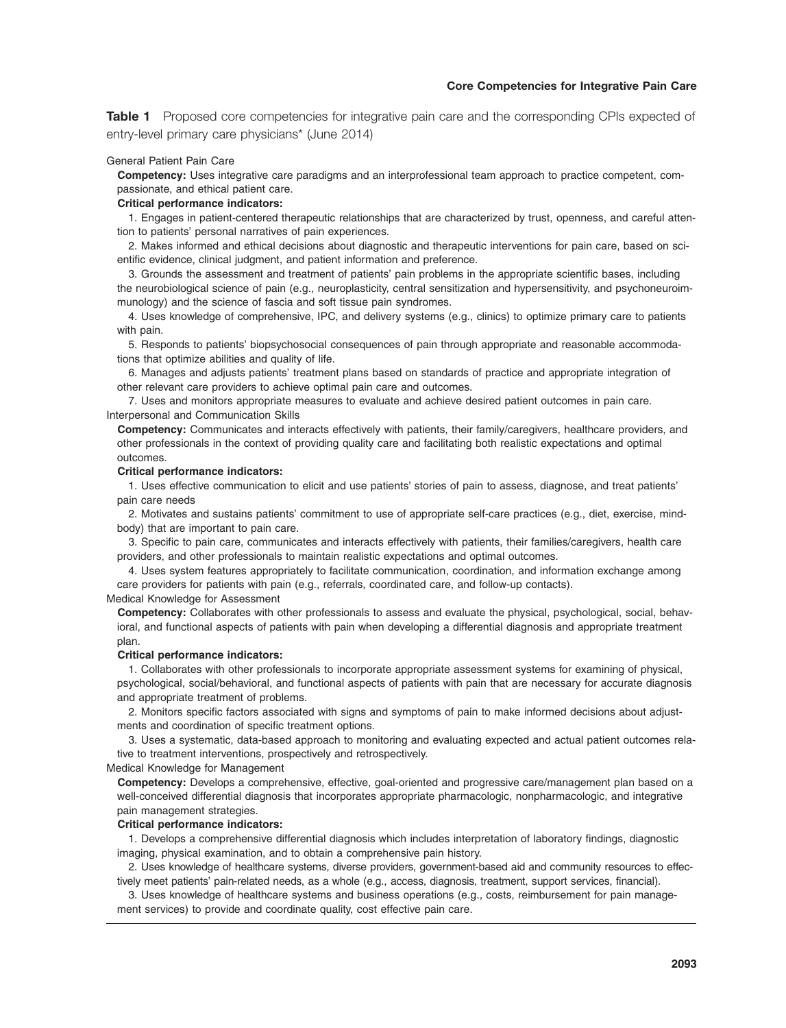**Table 1** Proposed core competencies for integrative pain care and the corresponding CPIs expected of entry-level primary care physicians* (June 2014)

General Patient Pain Care

**Competency:** Uses integrative care paradigms and an interprofessional team approach to practice competent, compassionate, and ethical patient care.

**Critical performance indicators:**

1. Engages in patient-centered therapeutic relationships that are characterized by trust, openness, and careful attention to patients' personal narratives of pain experiences.
2. Makes informed and ethical decisions about diagnostic and therapeutic interventions for pain care, based on scientific evidence, clinical judgment, and patient information and preference.
3. Grounds the assessment and treatment of patients' pain problems in the appropriate scientific bases, including the neurobiological science of pain (e.g., neuroplasticity, central sensitization and hypersensitivity, and psychoneuroimmunology) and the science of fascia and soft tissue pain syndromes.
4. Uses knowledge of comprehensive, IPC, and delivery systems (e.g., clinics) to optimize primary care to patients with pain.
5. Responds to patients' biopsychosocial consequences of pain through appropriate and reasonable accommodations that optimize abilities and quality of life.
6. Manages and adjusts patients' treatment plans based on standards of practice and appropriate integration of other relevant care providers to achieve optimal pain care and outcomes.
7. Uses and monitors appropriate measures to evaluate and achieve desired patient outcomes in pain care.

Interpersonal and Communication Skills

**Competency:** Communicates and interacts effectively with patients, their family/caregivers, healthcare providers, and other professionals in the context of providing quality care and facilitating both realistic expectations and optimal outcomes.

**Critical performance indicators:**

1. Uses effective communication to elicit and use patients' stories of pain to assess, diagnose, and treat patients' pain care needs
2. Motivates and sustains patients' commitment to use of appropriate self-care practices (e.g., diet, exercise, mind-body) that are important to pain care.
3. Specific to pain care, communicates and interacts effectively with patients, their families/caregivers, health care providers, and other professionals to maintain realistic expectations and optimal outcomes.
4. Uses system features appropriately to facilitate communication, coordination, and information exchange among care providers for patients with pain (e.g., referrals, coordinated care, and follow-up contacts).

Medical Knowledge for Assessment

**Competency:** Collaborates with other professionals to assess and evaluate the physical, psychological, social, behavioral, and functional aspects of patients with pain when developing a differential diagnosis and appropriate treatment plan.

**Critical performance indicators:**

1. Collaborates with other professionals to incorporate appropriate assessment systems for examining of physical, psychological, social/behavioral, and functional aspects of patients with pain that are necessary for accurate diagnosis and appropriate treatment of problems.
2. Monitors specific factors associated with signs and symptoms of pain to make informed decisions about adjustments and coordination of specific treatment options.
3. Uses a systematic, data-based approach to monitoring and evaluating expected and actual patient outcomes relative to treatment interventions, prospectively and retrospectively.

Medical Knowledge for Management

**Competency:** Develops a comprehensive, effective, goal-oriented and progressive care/management plan based on a well-conceived differential diagnosis that incorporates appropriate pharmacologic, nonpharmacologic, and integrative pain management strategies.

**Critical performance indicators:**

1. Develops a comprehensive differential diagnosis which includes interpretation of laboratory findings, diagnostic imaging, physical examination, and to obtain a comprehensive pain history.
2. Uses knowledge of healthcare systems, diverse providers, government-based aid and community resources to effectively meet patients' pain-related needs, as a whole (e.g., access, diagnosis, treatment, support services, financial).
3. Uses knowledge of healthcare systems and business operations (e.g., costs, reimbursement for pain management services) to provide and coordinate quality, cost effective pain care.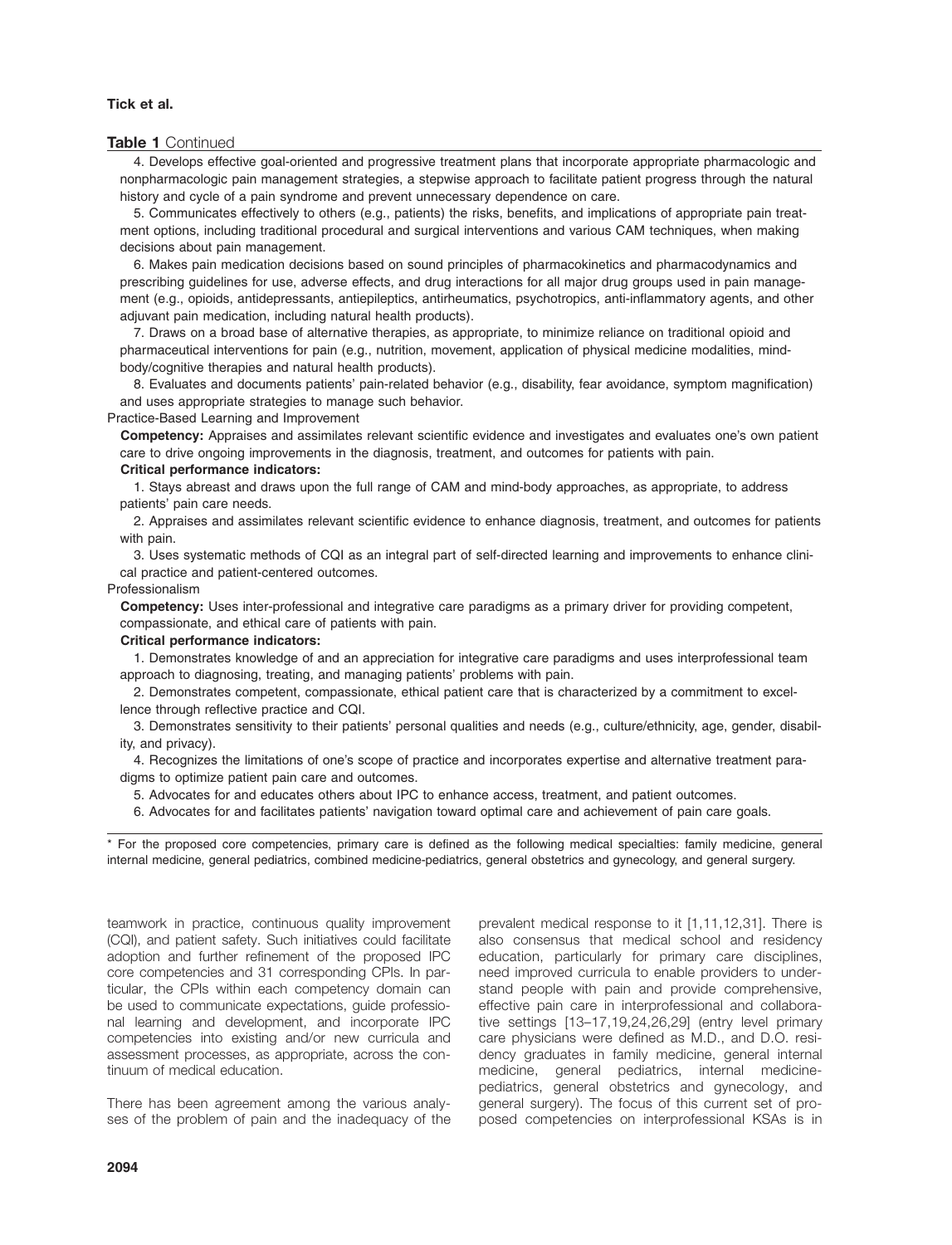**Table 1** Continued

4. Develops effective goal-oriented and progressive treatment plans that incorporate appropriate pharmacologic and nonpharmacologic pain management strategies, a stepwise approach to facilitate patient progress through the natural history and cycle of a pain syndrome and prevent unnecessary dependence on care.

5. Communicates effectively to others (e.g., patients) the risks, benefits, and implications of appropriate pain treatment options, including traditional procedural and surgical interventions and various CAM techniques, when making decisions about pain management.

6. Makes pain medication decisions based on sound principles of pharmacokinetics and pharmacodynamics and prescribing guidelines for use, adverse effects, and drug interactions for all major drug groups used in pain management (e.g., opioids, antidepressants, antiepileptics, antirheumatics, psychotropics, anti-inflammatory agents, and other adjuvant pain medication, including natural health products).

7. Draws on a broad base of alternative therapies, as appropriate, to minimize reliance on traditional opioid and pharmaceutical interventions for pain (e.g., nutrition, movement, application of physical medicine modalities, mind-body/cognitive therapies and natural health products).

8. Evaluates and documents patients' pain-related behavior (e.g., disability, fear avoidance, symptom magnification) and uses appropriate strategies to manage such behavior.

Practice-Based Learning and Improvement

**Competency:** Appraises and assimilates relevant scientific evidence and investigates and evaluates one's own patient care to drive ongoing improvements in the diagnosis, treatment, and outcomes for patients with pain.

**Critical performance indicators:**

1. Stays abreast and draws upon the full range of CAM and mind-body approaches, as appropriate, to address patients' pain care needs.

2. Appraises and assimilates relevant scientific evidence to enhance diagnosis, treatment, and outcomes for patients with pain.

3. Uses systematic methods of CQI as an integral part of self-directed learning and improvements to enhance clinical practice and patient-centered outcomes.

Professionalism

**Competency:** Uses inter-professional and integrative care paradigms as a primary driver for providing competent, compassionate, and ethical care of patients with pain.

**Critical performance indicators:**

1. Demonstrates knowledge of and an appreciation for integrative care paradigms and uses interprofessional team approach to diagnosing, treating, and managing patients' problems with pain.

2. Demonstrates competent, compassionate, ethical patient care that is characterized by a commitment to excellence through reflective practice and CQI.

3. Demonstrates sensitivity to their patients' personal qualities and needs (e.g., culture/ethnicity, age, gender, disability, and privacy).

4. Recognizes the limitations of one's scope of practice and incorporates expertise and alternative treatment paradigms to optimize patient pain care and outcomes.

5. Advocates for and educates others about IPC to enhance access, treatment, and patient outcomes.

6. Advocates for and facilitates patients' navigation toward optimal care and achievement of pain care goals.

* For the proposed core competencies, primary care is defined as the following medical specialties: family medicine, general internal medicine, general pediatrics, combined medicine-pediatrics, general obstetrics and gynecology, and general surgery.

teamwork in practice, continuous quality improvement (CQI), and patient safety. Such initiatives could facilitate adoption and further refinement of the proposed IPC core competencies and 31 corresponding CPIs. In particular, the CPIs within each competency domain can be used to communicate expectations, guide professional learning and development, and incorporate IPC competencies into existing and/or new curricula and assessment processes, as appropriate, across the continuum of medical education.

There has been agreement among the various analyses of the problem of pain and the inadequacy of the prevalent medical response to it [1,11,12,31]. There is also consensus that medical school and residency education, particularly for primary care disciplines, need improved curricula to enable providers to understand people with pain and provide comprehensive, effective pain care in interprofessional and collaborative settings [13–17,19,24,26,29] (entry level primary care physicians were defined as M.D., and D.O. residency graduates in family medicine, general internal medicine, general pediatrics, internal medicine-pediatrics, general obstetrics and gynecology, and general surgery). The focus of this current set of proposed competencies on interprofessional KSAs is in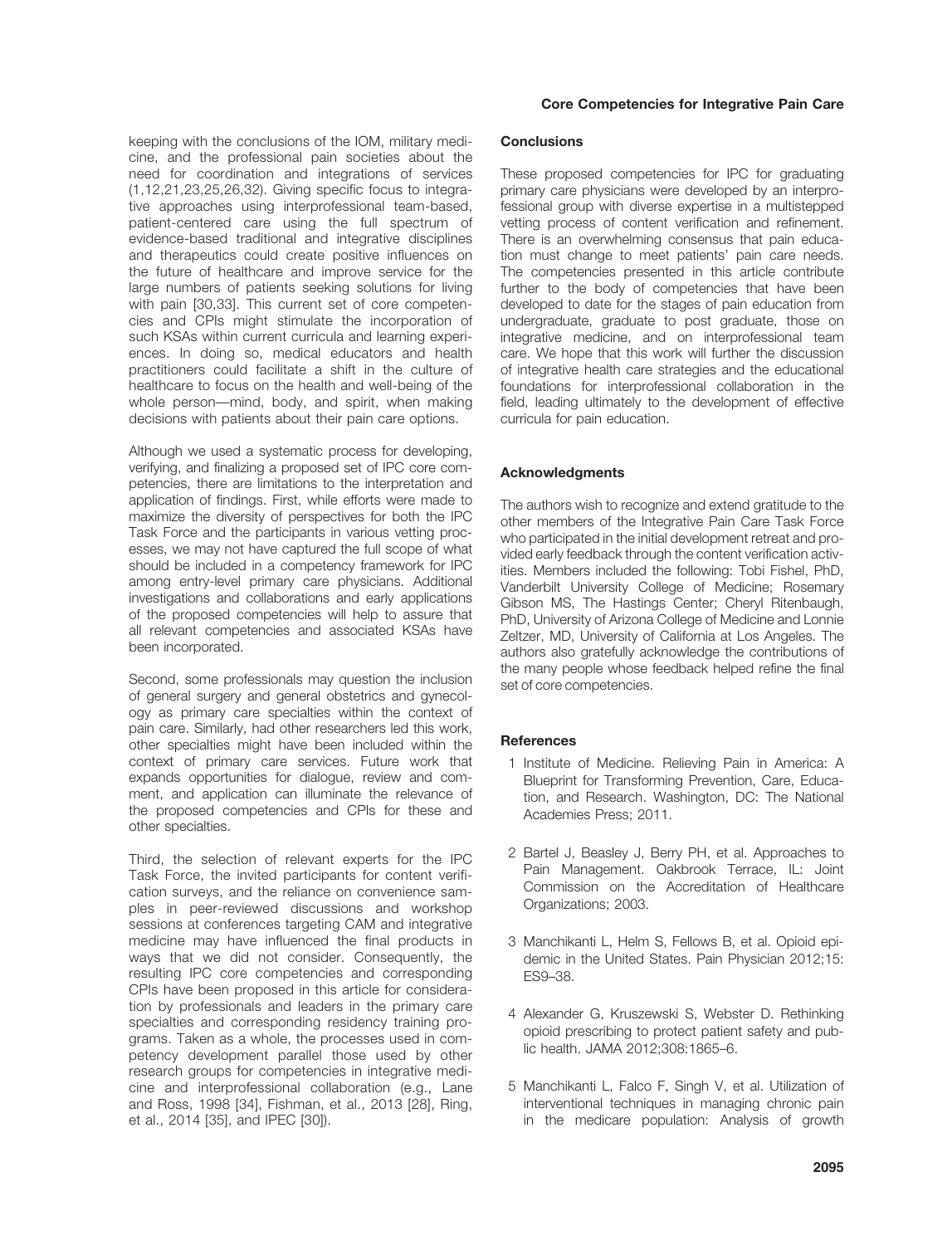keeping with the conclusions of the IOM, military medicine, and the professional pain societies about the need for coordination and integrations of services (1,12,21,23,25,26,32). Giving specific focus to integrative approaches using interprofessional team-based, patient-centered care using the full spectrum of evidence-based traditional and integrative disciplines and therapeutics could create positive influences on the future of healthcare and improve service for the large numbers of patients seeking solutions for living with pain [30,33]. This current set of core competencies and CPIs might stimulate the incorporation of such KSAs within current curricula and learning experiences. In doing so, medical educators and health practitioners could facilitate a shift in the culture of healthcare to focus on the health and well-being of the whole person—mind, body, and spirit, when making decisions with patients about their pain care options.

Although we used a systematic process for developing, verifying, and finalizing a proposed set of IPC core competencies, there are limitations to the interpretation and application of findings. First, while efforts were made to maximize the diversity of perspectives for both the IPC Task Force and the participants in various vetting processes, we may not have captured the full scope of what should be included in a competency framework for IPC among entry-level primary care physicians. Additional investigations and collaborations and early applications of the proposed competencies will help to assure that all relevant competencies and associated KSAs have been incorporated.

Second, some professionals may question the inclusion of general surgery and general obstetrics and gynecology as primary care specialties within the context of pain care. Similarly, had other researchers led this work, other specialties might have been included within the context of primary care services. Future work that expands opportunities for dialogue, review and comment, and application can illuminate the relevance of the proposed competencies and CPIs for these and other specialties.

Third, the selection of relevant experts for the IPC Task Force, the invited participants for content verification surveys, and the reliance on convenience samples in peer-reviewed discussions and workshop sessions at conferences targeting CAM and integrative medicine may have influenced the final products in ways that we did not consider. Consequently, the resulting IPC core competencies and corresponding CPIs have been proposed in this article for consideration by professionals and leaders in the primary care specialties and corresponding residency training programs. Taken as a whole, the processes used in competency development parallel those used by other research groups for competencies in integrative medicine and interprofessional collaboration (e.g., Lane and Ross, 1998 [34], Fishman, et al., 2013 [28], Ring, et al., 2014 [35], and IPEC [30]).

## Conclusions

These proposed competencies for IPC for graduating primary care physicians were developed by an interprofessional group with diverse expertise in a multistepped vetting process of content verification and refinement. There is an overwhelming consensus that pain education must change to meet patients' pain care needs. The competencies presented in this article contribute further to the body of competencies that have been developed to date for the stages of pain education from undergraduate, graduate to post graduate, those on integrative medicine, and on interprofessional team care. We hope that this work will further the discussion of integrative health care strategies and the educational foundations for interprofessional collaboration in the field, leading ultimately to the development of effective curricula for pain education.

## Acknowledgments

The authors wish to recognize and extend gratitude to the other members of the Integrative Pain Care Task Force who participated in the initial development retreat and provided early feedback through the content verification activities. Members included the following: Tobi Fishel, PhD, Vanderbilt University College of Medicine; Rosemary Gibson MS, The Hastings Center; Cheryl Ritenbaugh, PhD, University of Arizona College of Medicine and Lonnie Zeltzer, MD, University of California at Los Angeles. The authors also gratefully acknowledge the contributions of the many people whose feedback helped refine the final set of core competencies.

## References

1 Institute of Medicine. Relieving Pain in America: A Blueprint for Transforming Prevention, Care, Education, and Research. Washington, DC: The National Academies Press; 2011.

2 Bartel J, Beasley J, Berry PH, et al. Approaches to Pain Management. Oakbrook Terrace, IL: Joint Commission on the Accreditation of Healthcare Organizations; 2003.

3 Manchikanti L, Helm S, Fellows B, et al. Opioid epidemic in the United States. Pain Physician 2012;15: ES9–38.

4 Alexander G, Kruszewski S, Webster D. Rethinking opioid prescribing to protect patient safety and public health. JAMA 2012;308:1865–6.

5 Manchikanti L, Falco F, Singh V, et al. Utilization of interventional techniques in managing chronic pain in the medicare population: Analysis of growth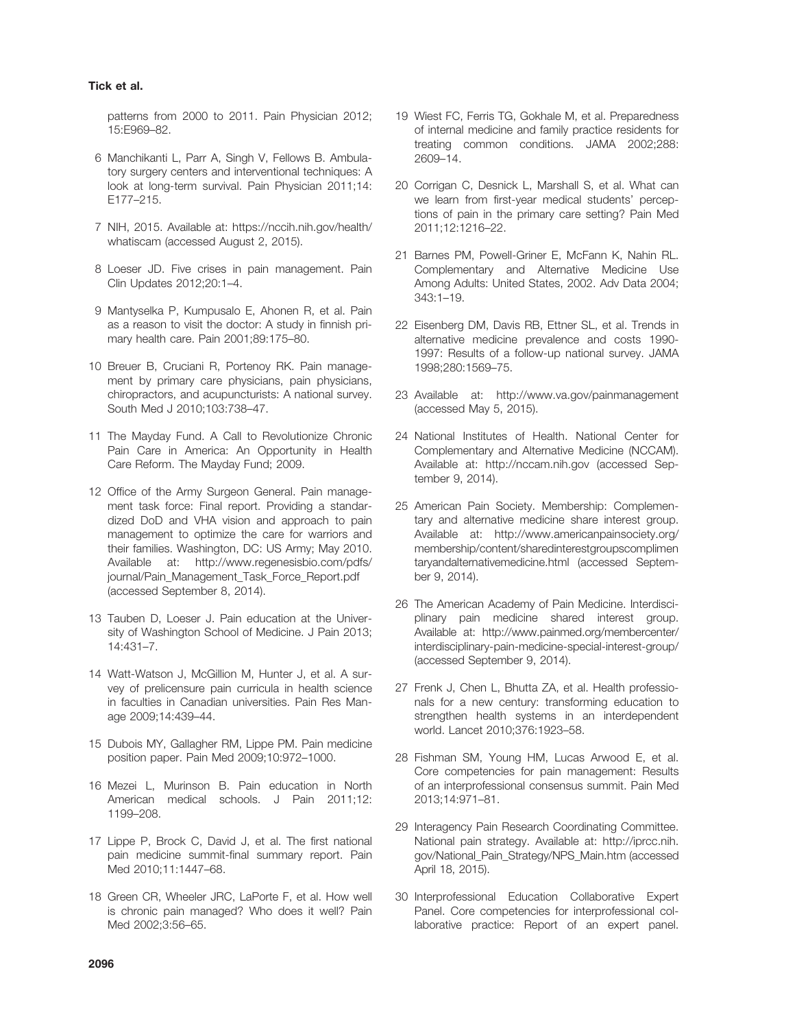patterns from 2000 to 2011. Pain Physician 2012; 15:E969–82.

6 Manchikanti L, Parr A, Singh V, Fellows B. Ambulatory surgery centers and interventional techniques: A look at long-term survival. Pain Physician 2011;14: E177–215.

7 NIH, 2015. Available at: https://nccih.nih.gov/health/whatiscam (accessed August 2, 2015).

8 Loeser JD. Five crises in pain management. Pain Clin Updates 2012;20:1–4.

9 Mantyselka P, Kumpusalo E, Ahonen R, et al. Pain as a reason to visit the doctor: A study in finnish primary health care. Pain 2001;89:175–80.

10 Breuer B, Cruciani R, Portenoy RK. Pain management by primary care physicians, pain physicians, chiropractors, and acupuncturists: A national survey. South Med J 2010;103:738–47.

11 The Mayday Fund. A Call to Revolutionize Chronic Pain Care in America: An Opportunity in Health Care Reform. The Mayday Fund; 2009.

12 Office of the Army Surgeon General. Pain management task force: Final report. Providing a standardized DoD and VHA vision and approach to pain management to optimize the care for warriors and their families. Washington, DC: US Army; May 2010. Available at: http://www.regenesisbio.com/pdfs/journal/Pain_Management_Task_Force_Report.pdf (accessed September 8, 2014).

13 Tauben D, Loeser J. Pain education at the University of Washington School of Medicine. J Pain 2013; 14:431–7.

14 Watt-Watson J, McGillion M, Hunter J, et al. A survey of prelicensure pain curricula in health science in faculties in Canadian universities. Pain Res Manage 2009;14:439–44.

15 Dubois MY, Gallagher RM, Lippe PM. Pain medicine position paper. Pain Med 2009;10:972–1000.

16 Mezei L, Murinson B. Pain education in North American medical schools. J Pain 2011;12: 1199–208.

17 Lippe P, Brock C, David J, et al. The first national pain medicine summit-final summary report. Pain Med 2010;11:1447–68.

18 Green CR, Wheeler JRC, LaPorte F, et al. How well is chronic pain managed? Who does it well? Pain Med 2002;3:56–65.

19 Wiest FC, Ferris TG, Gokhale M, et al. Preparedness of internal medicine and family practice residents for treating common conditions. JAMA 2002;288: 2609–14.

20 Corrigan C, Desnick L, Marshall S, et al. What can we learn from first-year medical students' perceptions of pain in the primary care setting? Pain Med 2011;12:1216–22.

21 Barnes PM, Powell-Griner E, McFann K, Nahin RL. Complementary and Alternative Medicine Use Among Adults: United States, 2002. Adv Data 2004; 343:1–19.

22 Eisenberg DM, Davis RB, Ettner SL, et al. Trends in alternative medicine prevalence and costs 1990-1997: Results of a follow-up national survey. JAMA 1998;280:1569–75.

23 Available at: http://www.va.gov/painmanagement (accessed May 5, 2015).

24 National Institutes of Health. National Center for Complementary and Alternative Medicine (NCCAM). Available at: http://nccam.nih.gov (accessed September 9, 2014).

25 American Pain Society. Membership: Complementary and alternative medicine share interest group. Available at: http://www.americanpainsociety.org/membership/content/sharedinterestgroupscomplimentaryandalternativemedicine.html (accessed September 9, 2014).

26 The American Academy of Pain Medicine. Interdisciplinary pain medicine shared interest group. Available at: http://www.painmed.org/membercenter/interdisciplinary-pain-medicine-special-interest-group/ (accessed September 9, 2014).

27 Frenk J, Chen L, Bhutta ZA, et al. Health professionals for a new century: transforming education to strengthen health systems in an interdependent world. Lancet 2010;376:1923–58.

28 Fishman SM, Young HM, Lucas Arwood E, et al. Core competencies for pain management: Results of an interprofessional consensus summit. Pain Med 2013;14:971–81.

29 Interagency Pain Research Coordinating Committee. National pain strategy. Available at: http://iprcc.nih.gov/National_Pain_Strategy/NPS_Main.htm (accessed April 18, 2015).

30 Interprofessional Education Collaborative Expert Panel. Core competencies for interprofessional collaborative practice: Report of an expert panel.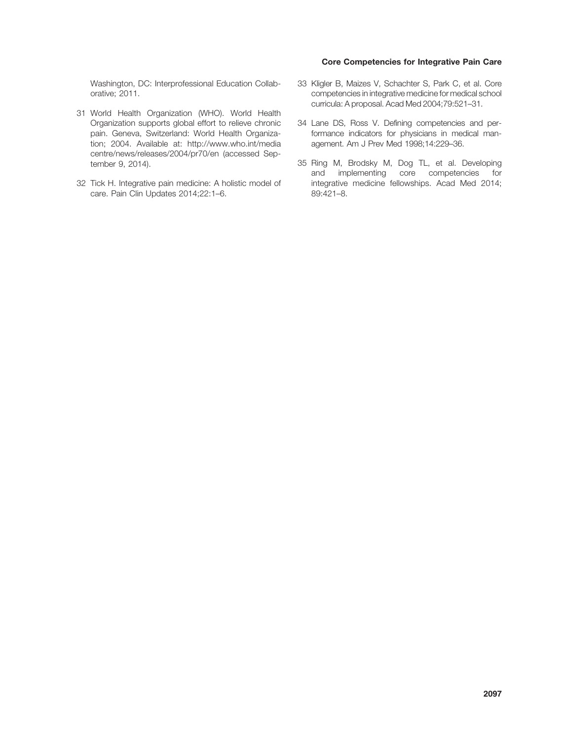Washington, DC: Interprofessional Education Collaborative; 2011.

31 World Health Organization (WHO). World Health Organization supports global effort to relieve chronic pain. Geneva, Switzerland: World Health Organization; 2004. Available at: http://www.who.int/mediacentre/news/releases/2004/pr70/en (accessed September 9, 2014).

32 Tick H. Integrative pain medicine: A holistic model of care. Pain Clin Updates 2014;22:1–6.

33 Kligler B, Maizes V, Schachter S, Park C, et al. Core competencies in integrative medicine for medical school curricula: A proposal. Acad Med 2004;79:521–31.

34 Lane DS, Ross V. Defining competencies and performance indicators for physicians in medical management. Am J Prev Med 1998;14:229–36.

35 Ring M, Brodsky M, Dog TL, et al. Developing and implementing core competencies for integrative medicine fellowships. Acad Med 2014; 89:421–8.